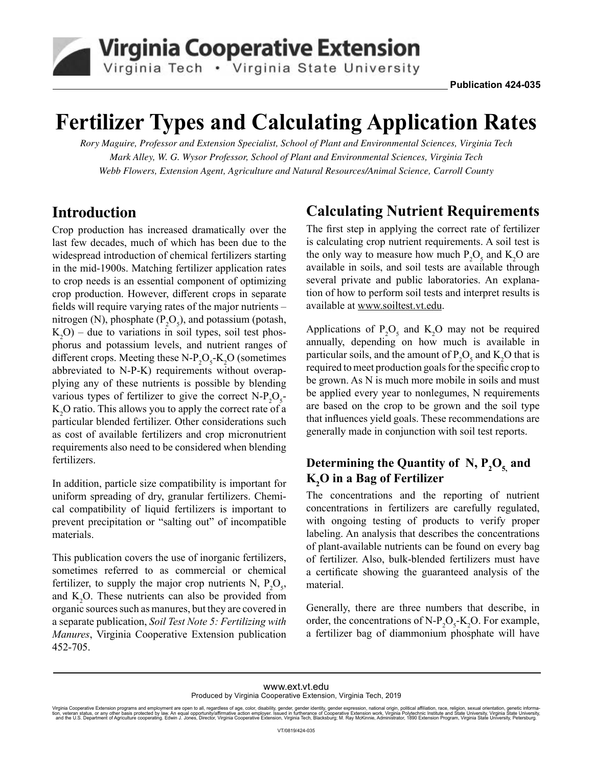Virginia Cooperative Extension
Virginia Tech • Virginia State University

Publication 424-035

# Fertilizer Types and Calculating Application Rates

*Rory Maguire, Professor and Extension Specialist, School of Plant and Environmental Sciences, Virginia Tech*
*Mark Alley, W. G. Wysor Professor, School of Plant and Environmental Sciences, Virginia Tech*
*Webb Flowers, Extension Agent, Agriculture and Natural Resources/Animal Science, Carroll County*

## Introduction

Crop production has increased dramatically over the last few decades, much of which has been due to the widespread introduction of chemical fertilizers starting in the mid-1900s. Matching fertilizer application rates to crop needs is an essential component of optimizing crop production. However, different crops in separate fields will require varying rates of the major nutrients – nitrogen (N), phosphate ($P_2O_5$), and potassium (potash, $K_2O$) – due to variations in soil types, soil test phosphorus and potassium levels, and nutrient ranges of different crops. Meeting these N-$P_2O_5$-$K_2O$ (sometimes abbreviated to N-P-K) requirements without overapplying any of these nutrients is possible by blending various types of fertilizer to give the correct N-$P_2O_5$-$K_2O$ ratio. This allows you to apply the correct rate of a particular blended fertilizer. Other considerations such as cost of available fertilizers and crop micronutrient requirements also need to be considered when blending fertilizers.

In addition, particle size compatibility is important for uniform spreading of dry, granular fertilizers. Chemical compatibility of liquid fertilizers is important to prevent precipitation or "salting out" of incompatible materials.

This publication covers the use of inorganic fertilizers, sometimes referred to as commercial or chemical fertilizer, to supply the major crop nutrients N, $P_2O_5$, and $K_2O$. These nutrients can also be provided from organic sources such as manures, but they are covered in a separate publication, *Soil Test Note 5: Fertilizing with Manures*, Virginia Cooperative Extension publication 452-705.

## Calculating Nutrient Requirements

The first step in applying the correct rate of fertilizer is calculating crop nutrient requirements. A soil test is the only way to measure how much $P_2O_5$ and $K_2O$ are available in soils, and soil tests are available through several private and public laboratories. An explanation of how to perform soil tests and interpret results is available at www.soiltest.vt.edu.

Applications of $P_2O_5$ and $K_2O$ may not be required annually, depending on how much is available in particular soils, and the amount of $P_2O_5$ and $K_2O$ that is required to meet production goals for the specific crop to be grown. As N is much more mobile in soils and must be applied every year to nonlegumes, N requirements are based on the crop to be grown and the soil type that influences yield goals. These recommendations are generally made in conjunction with soil test reports.

### Determining the Quantity of N, $P_2O_5$, and $K_2O$ in a Bag of Fertilizer

The concentrations and the reporting of nutrient concentrations in fertilizers are carefully regulated, with ongoing testing of products to verify proper labeling. An analysis that describes the concentrations of plant-available nutrients can be found on every bag of fertilizer. Also, bulk-blended fertilizers must have a certificate showing the guaranteed analysis of the material.

Generally, there are three numbers that describe, in order, the concentrations of N-$P_2O_5$-$K_2O$. For example, a fertilizer bag of diammonium phosphate will have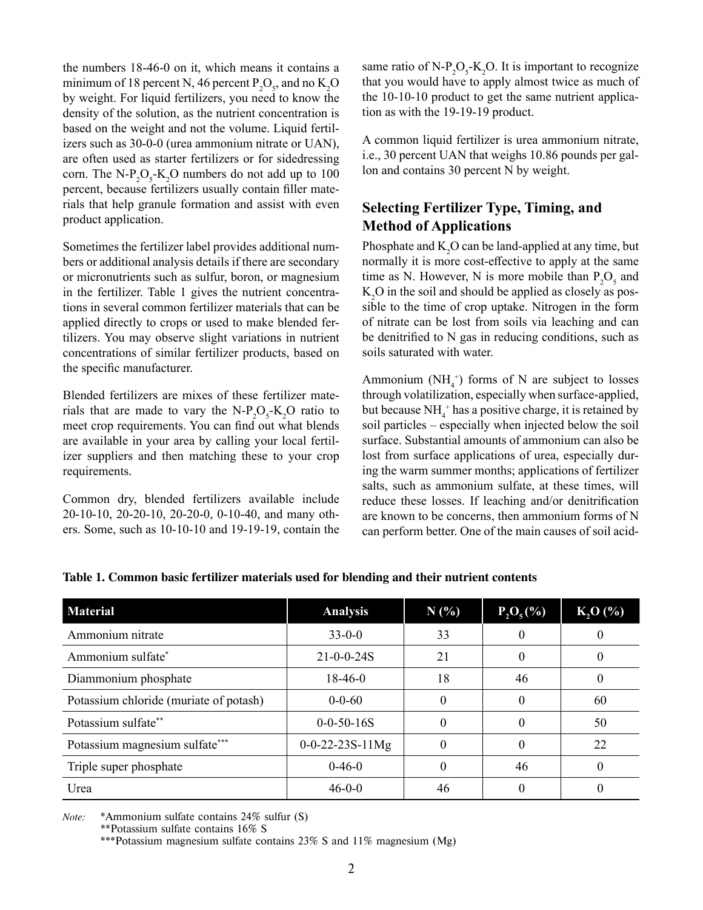the numbers 18-46-0 on it, which means it contains a minimum of 18 percent N, 46 percent $P_2O_5$, and no $K_2O$ by weight. For liquid fertilizers, you need to know the density of the solution, as the nutrient concentration is based on the weight and not the volume. Liquid fertilizers such as 30-0-0 (urea ammonium nitrate or UAN), are often used as starter fertilizers or for sidedressing corn. The N-$P_2O_5$-$K_2O$ numbers do not add up to 100 percent, because fertilizers usually contain filler materials that help granule formation and assist with even product application.

Sometimes the fertilizer label provides additional numbers or additional analysis details if there are secondary or micronutrients such as sulfur, boron, or magnesium in the fertilizer. Table 1 gives the nutrient concentrations in several common fertilizer materials that can be applied directly to crops or used to make blended fertilizers. You may observe slight variations in nutrient concentrations of similar fertilizer products, based on the specific manufacturer.

Blended fertilizers are mixes of these fertilizer materials that are made to vary the N-$P_2O_5$-$K_2O$ ratio to meet crop requirements. You can find out what blends are available in your area by calling your local fertilizer suppliers and then matching these to your crop requirements.

Common dry, blended fertilizers available include 20-10-10, 20-20-10, 20-20-0, 0-10-40, and many others. Some, such as 10-10-10 and 19-19-19, contain the same ratio of N-$P_2O_5$-$K_2O$. It is important to recognize that you would have to apply almost twice as much of the 10-10-10 product to get the same nutrient application as with the 19-19-19 product.

A common liquid fertilizer is urea ammonium nitrate, i.e., 30 percent UAN that weighs 10.86 pounds per gallon and contains 30 percent N by weight.

## Selecting Fertilizer Type, Timing, and Method of Applications

Phosphate and $K_2O$ can be land-applied at any time, but normally it is more cost-effective to apply at the same time as N. However, N is more mobile than $P_2O_5$ and $K_2O$ in the soil and should be applied as closely as possible to the time of crop uptake. Nitrogen in the form of nitrate can be lost from soils via leaching and can be denitrified to N gas in reducing conditions, such as soils saturated with water.

Ammonium ($NH_4^+$) forms of N are subject to losses through volatilization, especially when surface-applied, but because $NH_4^+$ has a positive charge, it is retained by soil particles – especially when injected below the soil surface. Substantial amounts of ammonium can also be lost from surface applications of urea, especially during the warm summer months; applications of fertilizer salts, such as ammonium sulfate, at these times, will reduce these losses. If leaching and/or denitrification are known to be concerns, then ammonium forms of N can perform better. One of the main causes of soil acid-

**Table 1. Common basic fertilizer materials used for blending and their nutrient contents**

| Material | Analysis | N (%) | $P_2O_5$ (%) | $K_2O$ (%) |
|---|---|---|---|---|
| Ammonium nitrate | 33-0-0 | 33 | 0 | 0 |
| Ammonium sulfate* | 21-0-0-24S | 21 | 0 | 0 |
| Diammonium phosphate | 18-46-0 | 18 | 46 | 0 |
| Potassium chloride (muriate of potash) | 0-0-60 | 0 | 0 | 60 |
| Potassium sulfate** | 0-0-50-16S | 0 | 0 | 50 |
| Potassium magnesium sulfate*** | 0-0-22-23S-11Mg | 0 | 0 | 22 |
| Triple super phosphate | 0-46-0 | 0 | 46 | 0 |
| Urea | 46-0-0 | 46 | 0 | 0 |

*Note:* *Ammonium sulfate contains 24% sulfur (S)
**Potassium sulfate contains 16% S
***Potassium magnesium sulfate contains 23% S and 11% magnesium (Mg)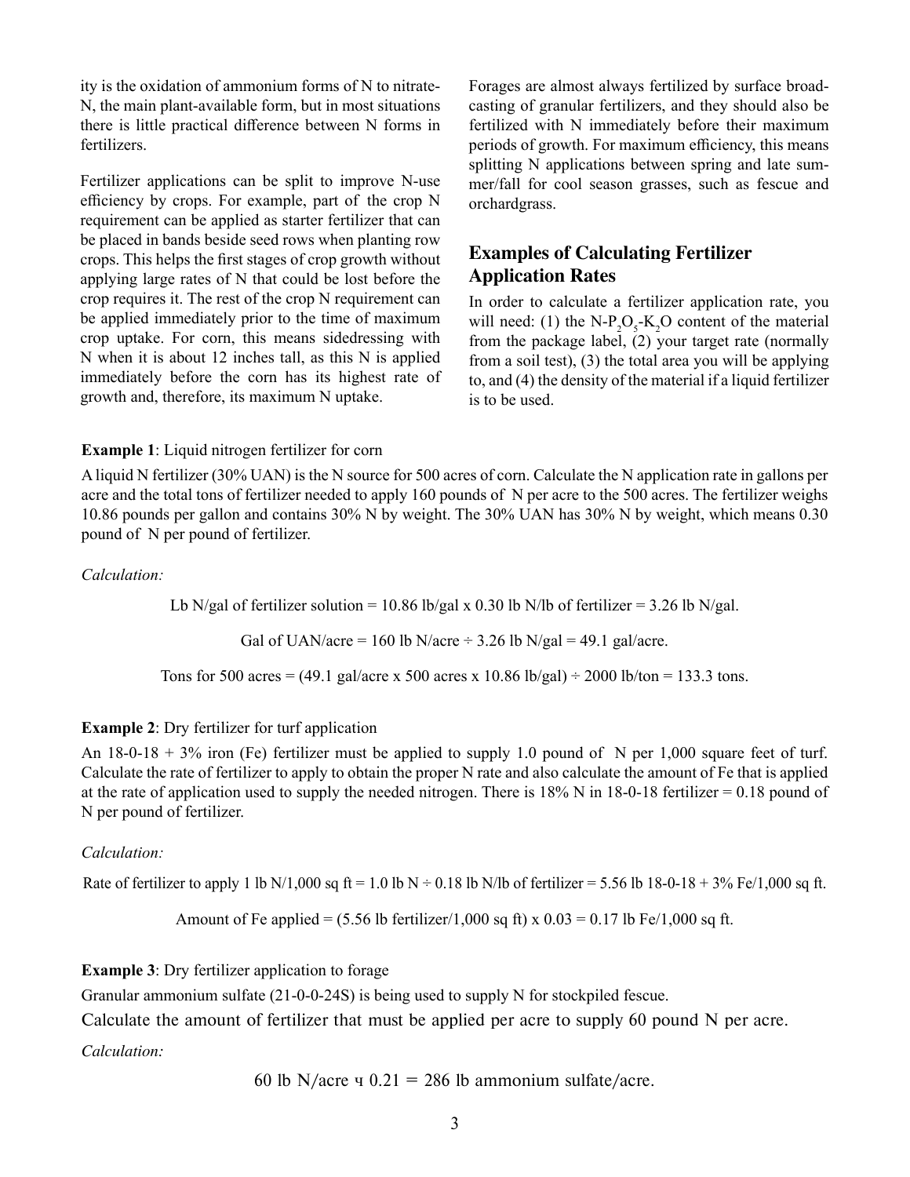ity is the oxidation of ammonium forms of N to nitrate-N, the main plant-available form, but in most situations there is little practical difference between N forms in fertilizers.

Fertilizer applications can be split to improve N-use efficiency by crops. For example, part of the crop N requirement can be applied as starter fertilizer that can be placed in bands beside seed rows when planting row crops. This helps the first stages of crop growth without applying large rates of N that could be lost before the crop requires it. The rest of the crop N requirement can be applied immediately prior to the time of maximum crop uptake. For corn, this means sidedressing with N when it is about 12 inches tall, as this N is applied immediately before the corn has its highest rate of growth and, therefore, its maximum N uptake.

Forages are almost always fertilized by surface broadcasting of granular fertilizers, and they should also be fertilized with N immediately before their maximum periods of growth. For maximum efficiency, this means splitting N applications between spring and late summer/fall for cool season grasses, such as fescue and orchardgrass.

## Examples of Calculating Fertilizer Application Rates

In order to calculate a fertilizer application rate, you will need: (1) the N-$P_2O_5$-$K_2O$ content of the material from the package label, (2) your target rate (normally from a soil test), (3) the total area you will be applying to, and (4) the density of the material if a liquid fertilizer is to be used.

**Example 1**: Liquid nitrogen fertilizer for corn

A liquid N fertilizer (30% UAN) is the N source for 500 acres of corn. Calculate the N application rate in gallons per acre and the total tons of fertilizer needed to apply 160 pounds of N per acre to the 500 acres. The fertilizer weighs 10.86 pounds per gallon and contains 30% N by weight. The 30% UAN has 30% N by weight, which means 0.30 pound of N per pound of fertilizer.

*Calculation:*

Lb N/gal of fertilizer solution = 10.86 lb/gal x 0.30 lb N/lb of fertilizer = 3.26 lb N/gal.

Gal of UAN/acre = 160 lb N/acre ÷ 3.26 lb N/gal = 49.1 gal/acre.

Tons for 500 acres = (49.1 gal/acre x 500 acres x 10.86 lb/gal) ÷ 2000 lb/ton = 133.3 tons.

**Example 2**: Dry fertilizer for turf application

An 18-0-18 + 3% iron (Fe) fertilizer must be applied to supply 1.0 pound of N per 1,000 square feet of turf. Calculate the rate of fertilizer to apply to obtain the proper N rate and also calculate the amount of Fe that is applied at the rate of application used to supply the needed nitrogen. There is 18% N in 18-0-18 fertilizer = 0.18 pound of N per pound of fertilizer.

*Calculation:*

Rate of fertilizer to apply 1 lb N/1,000 sq ft = 1.0 lb N ÷ 0.18 lb N/lb of fertilizer = 5.56 lb 18-0-18 + 3% Fe/1,000 sq ft.

Amount of Fe applied = (5.56 lb fertilizer/1,000 sq ft) x 0.03 = 0.17 lb Fe/1,000 sq ft.

**Example 3**: Dry fertilizer application to forage

Granular ammonium sulfate (21-0-0-24S) is being used to supply N for stockpiled fescue.

Calculate the amount of fertilizer that must be applied per acre to supply 60 pound N per acre.

*Calculation:*

60 lb N/acre ч 0.21 = 286 lb ammonium sulfate/acre.